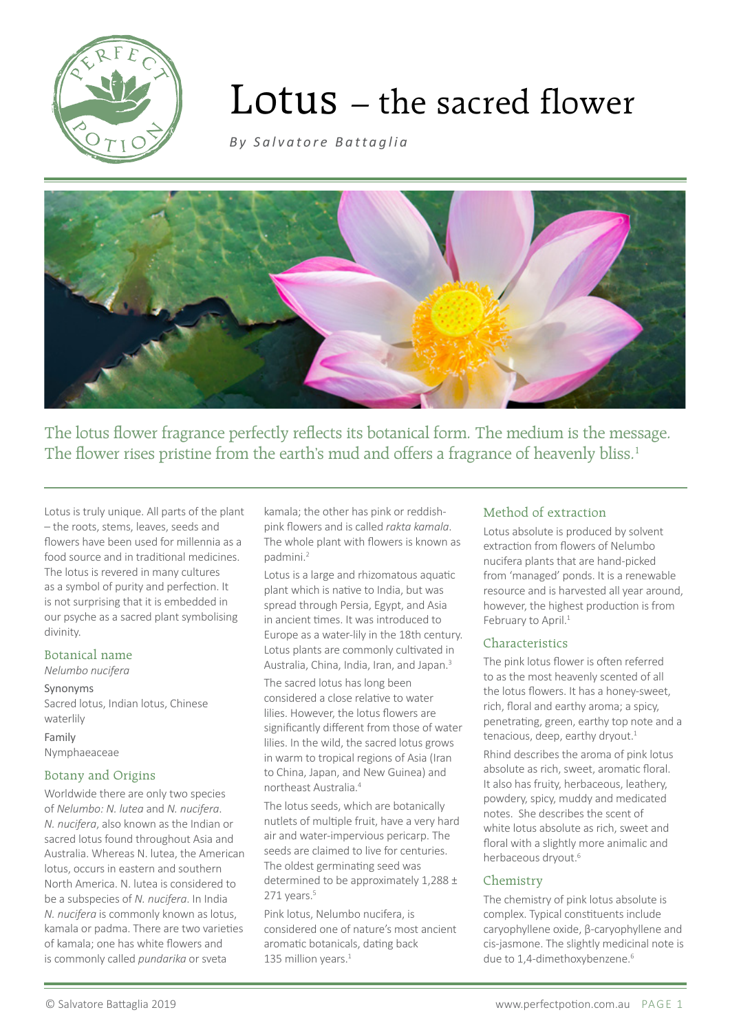# Lotus – the sacred flower

*By Salvatore Battaglia*

The lotus flower fragrance perfectly reflects its botanical form. The medium is the message. The flower rises pristine from the earth's mud and offers a fragrance of heavenly bliss.[1]

Lotus is truly unique. All parts of the plant – the roots, stems, leaves, seeds and flowers have been used for millennia as a food source and in traditional medicines. The lotus is revered in many cultures as a symbol of purity and perfection. It is not surprising that it is embedded in our psyche as a sacred plant symbolising divinity.

## Botanical name

*Nelumbo nucifera*

Synonyms

Sacred lotus, Indian lotus, Chinese waterlily

Family

Nymphaeaceae

## Botany and Origins

Worldwide there are only two species of *Nelumbo: N. lutea* and *N. nucifera*. *N. nucifera*, also known as the Indian or sacred lotus found throughout Asia and Australia. Whereas N. lutea, the American lotus, occurs in eastern and southern North America. N. lutea is considered to be a subspecies of *N. nucifera*. In India *N. nucifera* is commonly known as lotus, kamala or padma. There are two varieties of kamala; one has white flowers and is commonly called *pundarika* or sveta kamala; the other has pink or reddish-pink flowers and is called *rakta kamala*. The whole plant with flowers is known as padmini.[2]

Lotus is a large and rhizomatous aquatic plant which is native to India, but was spread through Persia, Egypt, and Asia in ancient times. It was introduced to Europe as a water-lily in the 18th century. Lotus plants are commonly cultivated in Australia, China, India, Iran, and Japan.[3]

The sacred lotus has long been considered a close relative to water lilies. However, the lotus flowers are significantly different from those of water lilies. In the wild, the sacred lotus grows in warm to tropical regions of Asia (Iran to China, Japan, and New Guinea) and northeast Australia.[4]

The lotus seeds, which are botanically nutlets of multiple fruit, have a very hard air and water-impervious pericarp. The seeds are claimed to live for centuries. The oldest germinating seed was determined to be approximately 1,288 ± 271 years.[5]

Pink lotus, Nelumbo nucifera, is considered one of nature's most ancient aromatic botanicals, dating back 135 million years.[1]

## Method of extraction

Lotus absolute is produced by solvent extraction from flowers of Nelumbo nucifera plants that are hand-picked from 'managed' ponds. It is a renewable resource and is harvested all year around, however, the highest production is from February to April.[1]

## Characteristics

The pink lotus flower is often referred to as the most heavenly scented of all the lotus flowers. It has a honey-sweet, rich, floral and earthy aroma; a spicy, penetrating, green, earthy top note and a tenacious, deep, earthy dryout.[1]

Rhind describes the aroma of pink lotus absolute as rich, sweet, aromatic floral. It also has fruity, herbaceous, leathery, powdery, spicy, muddy and medicated notes. She describes the scent of white lotus absolute as rich, sweet and floral with a slightly more animalic and herbaceous dryout.[6]

## Chemistry

The chemistry of pink lotus absolute is complex. Typical constituents include caryophyllene oxide, β-caryophyllene and cis-jasmone. The slightly medicinal note is due to 1,4-dimethoxybenzene.[6]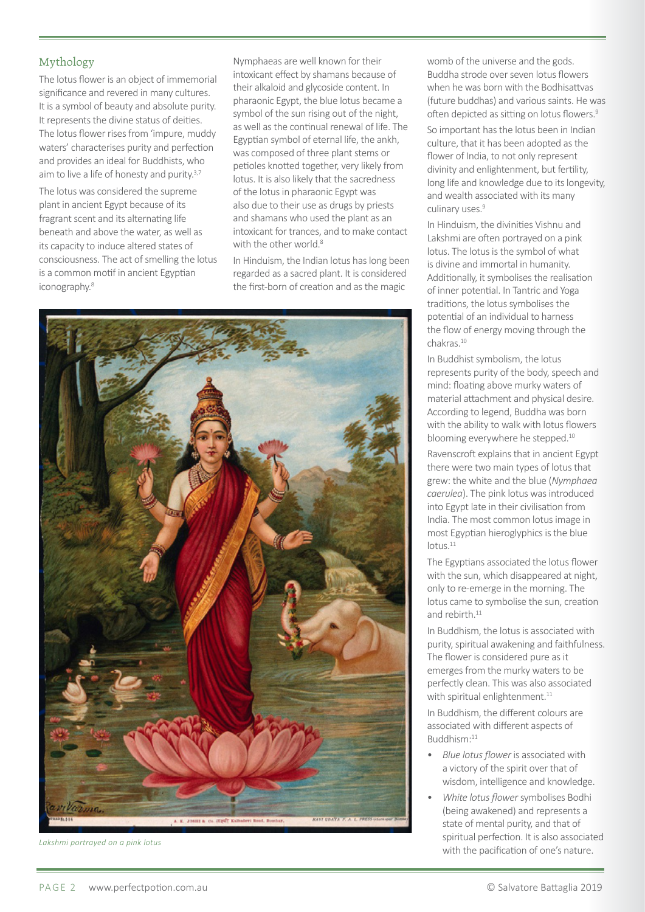## Mythology

The lotus flower is an object of immemorial significance and revered in many cultures. It is a symbol of beauty and absolute purity. It represents the divine status of deities. The lotus flower rises from 'impure, muddy waters' characterises purity and perfection and provides an ideal for Buddhists, who aim to live a life of honesty and purity.[3,7]

The lotus was considered the supreme plant in ancient Egypt because of its fragrant scent and its alternating life beneath and above the water, as well as its capacity to induce altered states of consciousness. The act of smelling the lotus is a common motif in ancient Egyptian iconography.[8]

Nymphaeas are well known for their intoxicant effect by shamans because of their alkaloid and glycoside content. In pharaonic Egypt, the blue lotus became a symbol of the sun rising out of the night, as well as the continual renewal of life. The Egyptian symbol of eternal life, the ankh, was composed of three plant stems or petioles knotted together, very likely from lotus. It is also likely that the sacredness of the lotus in pharaonic Egypt was also due to their use as drugs by priests and shamans who used the plant as an intoxicant for trances, and to make contact with the other world.[8]

In Hinduism, the Indian lotus has long been regarded as a sacred plant. It is considered the first-born of creation and as the magic womb of the universe and the gods. Buddha strode over seven lotus flowers when he was born with the Bodhisattvas (future buddhas) and various saints. He was often depicted as sitting on lotus flowers.[9]

So important has the lotus been in Indian culture, that it has been adopted as the flower of India, to not only represent divinity and enlightenment, but fertility, long life and knowledge due to its longevity, and wealth associated with its many culinary uses.[9]

In Hinduism, the divinities Vishnu and Lakshmi are often portrayed on a pink lotus. The lotus is the symbol of what is divine and immortal in humanity. Additionally, it symbolises the realisation of inner potential. In Tantric and Yoga traditions, the lotus symbolises the potential of an individual to harness the flow of energy moving through the chakras.[10]

In Buddhist symbolism, the lotus represents purity of the body, speech and mind: floating above murky waters of material attachment and physical desire. According to legend, Buddha was born with the ability to walk with lotus flowers blooming everywhere he stepped.[10]

Ravenscroft explains that in ancient Egypt there were two main types of lotus that grew: the white and the blue (*Nymphaea caerulea*). The pink lotus was introduced into Egypt late in their civilisation from India. The most common lotus image in most Egyptian hieroglyphics is the blue lotus.[11]

The Egyptians associated the lotus flower with the sun, which disappeared at night, only to re-emerge in the morning. The lotus came to symbolise the sun, creation and rebirth.[11]

In Buddhism, the lotus is associated with purity, spiritual awakening and faithfulness. The flower is considered pure as it emerges from the murky waters to be perfectly clean. This was also associated with spiritual enlightenment.[11]

In Buddhism, the different colours are associated with different aspects of Buddhism:[11]

- *Blue lotus flower* is associated with a victory of the spirit over that of wisdom, intelligence and knowledge.
- *White lotus flower* symbolises Bodhi (being awakened) and represents a state of mental purity, and that of spiritual perfection. It is also associated with the pacification of one's nature.

*Lakshmi portrayed on a pink lotus*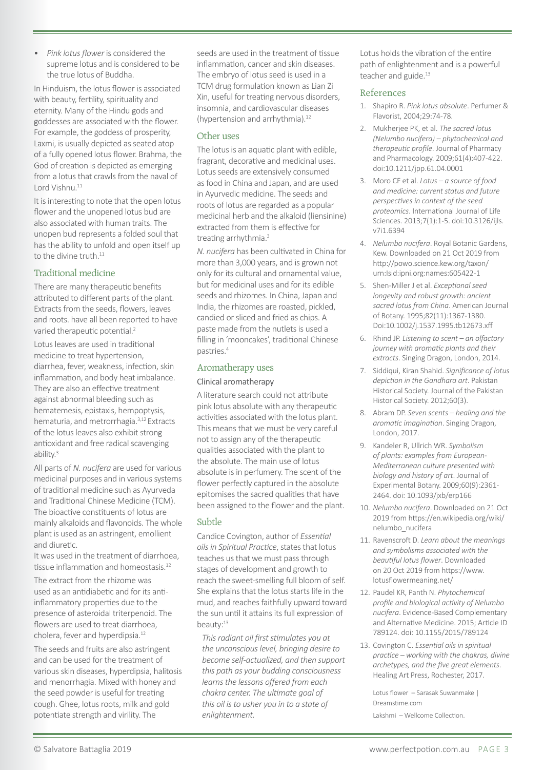- *Pink lotus flower* is considered the supreme lotus and is considered to be the true lotus of Buddha.

In Hinduism, the lotus flower is associated with beauty, fertility, spirituality and eternity. Many of the Hindu gods and goddesses are associated with the flower. For example, the goddess of prosperity, Laxmi, is usually depicted as seated atop of a fully opened lotus flower. Brahma, the God of creation is depicted as emerging from a lotus that crawls from the naval of Lord Vishnu.[11]

It is interesting to note that the open lotus flower and the unopened lotus bud are also associated with human traits. The unopen bud represents a folded soul that has the ability to unfold and open itself up to the divine truth.[11]

## Traditional medicine

There are many therapeutic benefits attributed to different parts of the plant. Extracts from the seeds, flowers, leaves and roots. have all been reported to have varied therapeutic potential.[2]

Lotus leaves are used in traditional medicine to treat hypertension, diarrhea, fever, weakness, infection, skin inflammation, and body heat imbalance. They are also an effective treatment against abnormal bleeding such as hematemesis, epistaxis, hempoptysis, hematuria, and metrorrhagia.[3,12] Extracts of the lotus leaves also exhibit strong antioxidant and free radical scavenging ability.[3]

All parts of *N. nucifera* are used for various medicinal purposes and in various systems of traditional medicine such as Ayurveda and Traditional Chinese Medicine (TCM). The bioactive constituents of lotus are mainly alkaloids and flavonoids. The whole plant is used as an astringent, emollient and diuretic.

It was used in the treatment of diarrhoea, tissue inflammation and homeostasis.[12]

The extract from the rhizome was used as an antidiabetic and for its anti-inflammatory properties due to the presence of asteroidal triterpenoid. The flowers are used to treat diarrhoea, cholera, fever and hyperdipsia.[12]

The seeds and fruits are also astringent and can be used for the treatment of various skin diseases, hyperdipsia, halitosis and menorrhagia. Mixed with honey and the seed powder is useful for treating cough. Ghee, lotus roots, milk and gold potentiate strength and virility. The seeds are used in the treatment of tissue inflammation, cancer and skin diseases. The embryo of lotus seed is used in a TCM drug formulation known as Lian Zi Xin, useful for treating nervous disorders, insomnia, and cardiovascular diseases (hypertension and arrhythmia).[12]

## Other uses

The lotus is an aquatic plant with edible, fragrant, decorative and medicinal uses. Lotus seeds are extensively consumed as food in China and Japan, and are used in Ayurvedic medicine. The seeds and roots of lotus are regarded as a popular medicinal herb and the alkaloid (liensinine) extracted from them is effective for treating arrhythmia.[3]

*N. nucifera* has been cultivated in China for more than 3,000 years, and is grown not only for its cultural and ornamental value, but for medicinal uses and for its edible seeds and rhizomes. In China, Japan and India, the rhizomes are roasted, pickled, candied or sliced and fried as chips. A paste made from the nutlets is used a filling in 'mooncakes', traditional Chinese pastries.[4]

## Aromatherapy uses

### Clinical aromatherapy

A literature search could not attribute pink lotus absolute with any therapeutic activities associated with the lotus plant. This means that we must be very careful not to assign any of the therapeutic qualities associated with the plant to the absolute. The main use of lotus absolute is in perfumery. The scent of the flower perfectly captured in the absolute epitomises the sacred qualities that have been assigned to the flower and the plant.

## Subtle

Candice Covington, author of *Essential oils in Spiritual Practice*, states that lotus teaches us that we must pass through stages of development and growth to reach the sweet-smelling full bloom of self. She explains that the lotus starts life in the mud, and reaches faithfully upward toward the sun until it attains its full expression of beauty:[13]

> *This radiant oil first stimulates you at the unconscious level, bringing desire to become self-actualized, and then support this path as your budding consciousness learns the lessons offered from each chakra center. The ultimate goal of this oil is to usher you in to a state of enlightenment.*

Lotus holds the vibration of the entire path of enlightenment and is a powerful teacher and guide.[13]

## References

1. Shapiro R. *Pink lotus absolute*. Perfumer & Flavorist, 2004;29:74-78.
2. Mukherjee PK, et al. *The sacred lotus (Nelumbo nucifera) – phytochemical and therapeutic profile*. Journal of Pharmacy and Pharmacology. 2009;61(4):407-422. doi:10.1211/jpp.61.04.0001
3. Moro CF et al. *Lotus – a source of food and medicine: current status and future perspectives in context of the seed proteomics*. International Journal of Life Sciences. 2013;7(1):1-5. doi:10.3126/ijls.v7i1.6394
4. *Nelumbo nucifera*. Royal Botanic Gardens, Kew. Downloaded on 21 Oct 2019 from http://powo.science.kew.org/taxon/urn:lsid:ipni.org:names:605422-1
5. Shen-Miller J et al. *Exceptional seed longevity and robust growth: ancient sacred lotus from China*. American Journal of Botany. 1995;82(11):1367-1380. Doi:10.1002/j.1537.1995.tb12673.xff
6. Rhind JP. *Listening to scent – an olfactory journey with aromatic plants and their extracts*. Singing Dragon, London, 2014.
7. Siddiqui, Kiran Shahid. *Significance of lotus depiction in the Gandhara art*. Pakistan Historical Society. Journal of the Pakistan Historical Society. 2012;60(3).
8. Abram DP. *Seven scents – healing and the aromatic imagination*. Singing Dragon, London, 2017.
9. Kandeler R, Ullrich WR. *Symbolism of plants: examples from European-Mediterranean culture presented with biology and history of art*. Journal of Experimental Botany. 2009;60(9):2361-2464. doi: 10.1093/jxb/erp166
10. *Nelumbo nucifera*. Downloaded on 21 Oct 2019 from https://en.wikipedia.org/wiki/nelumbo_nucifera
11. Ravenscroft D. *Learn about the meanings and symbolisms associated with the beautiful lotus flower*. Downloaded on 20 Oct 2019 from https://www.lotusflowermeaning.net/
12. Paudel KR, Panth N. *Phytochemical profile and biological activity of Nelumbo nucifera*. Evidence-Based Complementary and Alternative Medicine. 2015; Article ID 789124. doi: 10.1155/2015/789124
13. Covington C. *Essential oils in spiritual practice – working with the chakras, divine archetypes, and the five great elements*. Healing Art Press, Rochester, 2017.

Lotus flower – Sarasak Suwanmake | Dreamstime.com

Lakshmi – Wellcome Collection.